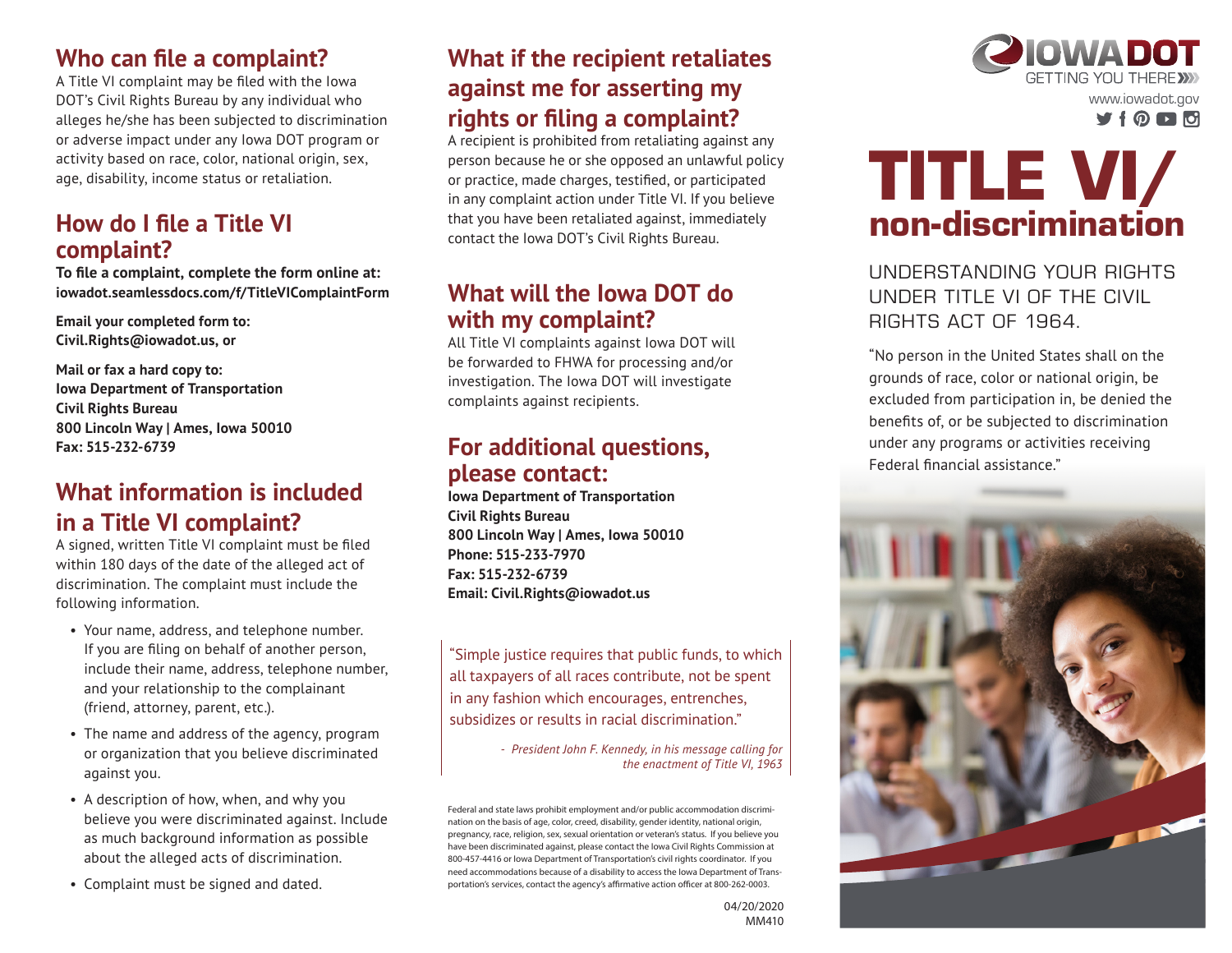## Who can file a complaint?

A Title VI complaint may be filed with the Iowa DOT's Civil Rights Bureau by any individual who alleges he/she has been subjected to discrimination or adverse impact under any Iowa DOT program or activity based on race, color, national origin, sex, age, disability, income status or retaliation.

## How do I file a Title VI complaint?

**To file a complaint, complete the form online at: iowadot.seamlessdocs.com/f/TitleVIComplaintForm**

**Email your completed form to: Civil.Rights@iowadot.us, or**

**Mail or fax a hard copy to:**
**Iowa Department of Transportation**
**Civil Rights Bureau**
**800 Lincoln Way | Ames, Iowa 50010**
**Fax: 515-232-6739**

## What information is included in a Title VI complaint?

A signed, written Title VI complaint must be filed within 180 days of the date of the alleged act of discrimination. The complaint must include the following information.

- Your name, address, and telephone number. If you are filing on behalf of another person, include their name, address, telephone number, and your relationship to the complainant (friend, attorney, parent, etc.).
- The name and address of the agency, program or organization that you believe discriminated against you.
- A description of how, when, and why you believe you were discriminated against. Include as much background information as possible about the alleged acts of discrimination.
- Complaint must be signed and dated.

## What if the recipient retaliates against me for asserting my rights or filing a complaint?

A recipient is prohibited from retaliating against any person because he or she opposed an unlawful policy or practice, made charges, testified, or participated in any complaint action under Title VI. If you believe that you have been retaliated against, immediately contact the Iowa DOT's Civil Rights Bureau.

## What will the Iowa DOT do with my complaint?

All Title VI complaints against Iowa DOT will be forwarded to FHWA for processing and/or investigation. The Iowa DOT will investigate complaints against recipients.

## For additional questions, please contact:

**Iowa Department of Transportation**
**Civil Rights Bureau**
**800 Lincoln Way | Ames, Iowa 50010**
**Phone: 515-233-7970**
**Fax: 515-232-6739**
**Email: Civil.Rights@iowadot.us**

"Simple justice requires that public funds, to which all taxpayers of all races contribute, not be spent in any fashion which encourages, entrenches, subsidizes or results in racial discrimination."

*- President John F. Kennedy, in his message calling for the enactment of Title VI, 1963*

Federal and state laws prohibit employment and/or public accommodation discrimination on the basis of age, color, creed, disability, gender identity, national origin, pregnancy, race, religion, sex, sexual orientation or veteran's status. If you believe you have been discriminated against, please contact the Iowa Civil Rights Commission at 800-457-4416 or Iowa Department of Transportation's civil rights coordinator. If you need accommodations because of a disability to access the Iowa Department of Transportation's services, contact the agency's affirmative action officer at 800-262-0003.

04/20/2020
MM410

IOWA DOT
GETTING YOU THERE
www.iowadot.gov

# TITLE VI/ non-discrimination

UNDERSTANDING YOUR RIGHTS UNDER TITLE VI OF THE CIVIL RIGHTS ACT OF 1964.

"No person in the United States shall on the grounds of race, color or national origin, be excluded from participation in, be denied the benefits of, or be subjected to discrimination under any programs or activities receiving Federal financial assistance."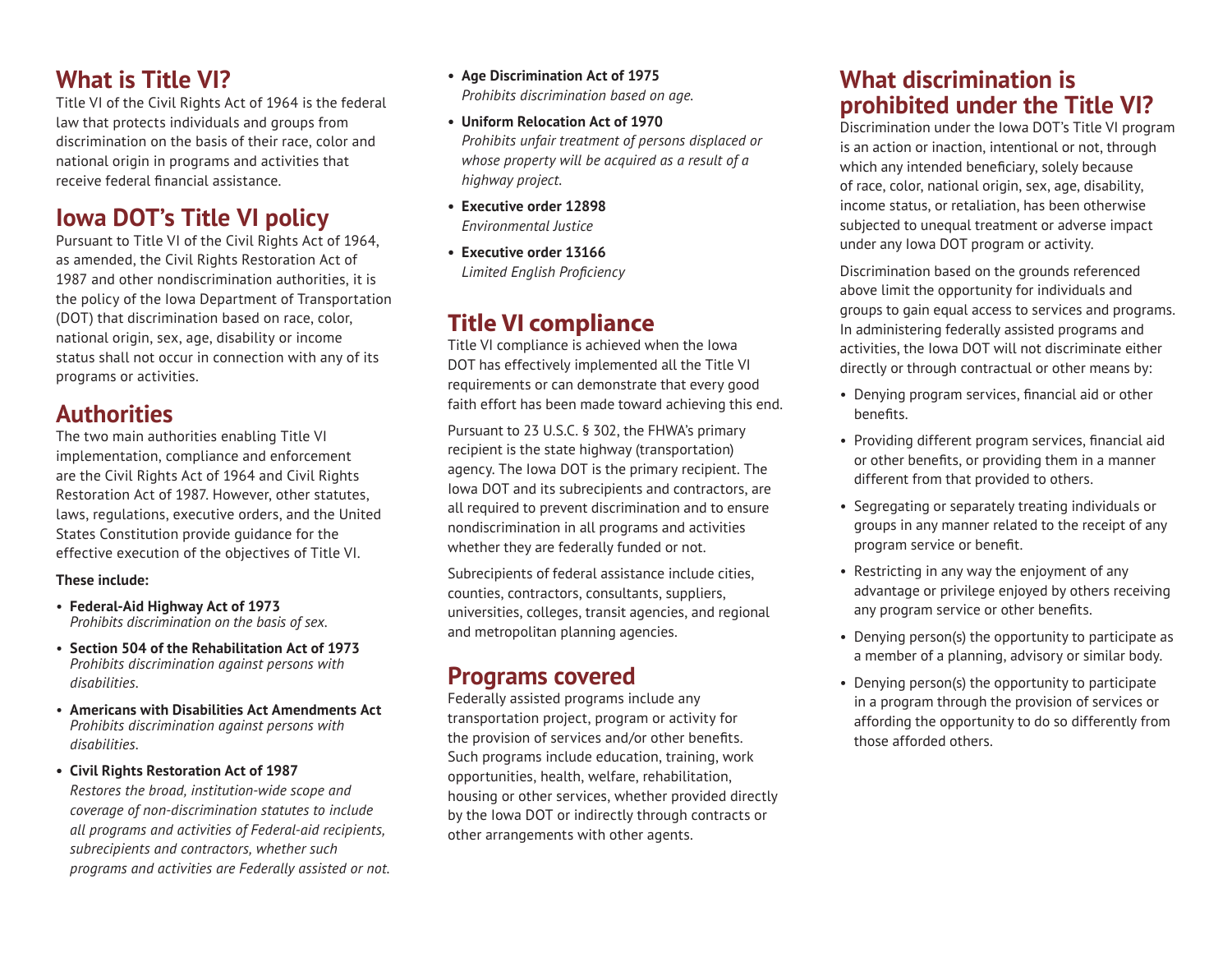## What is Title VI?

Title VI of the Civil Rights Act of 1964 is the federal law that protects individuals and groups from discrimination on the basis of their race, color and national origin in programs and activities that receive federal financial assistance.

## Iowa DOT's Title VI policy

Pursuant to Title VI of the Civil Rights Act of 1964, as amended, the Civil Rights Restoration Act of 1987 and other nondiscrimination authorities, it is the policy of the Iowa Department of Transportation (DOT) that discrimination based on race, color, national origin, sex, age, disability or income status shall not occur in connection with any of its programs or activities.

## Authorities

The two main authorities enabling Title VI implementation, compliance and enforcement are the Civil Rights Act of 1964 and Civil Rights Restoration Act of 1987. However, other statutes, laws, regulations, executive orders, and the United States Constitution provide guidance for the effective execution of the objectives of Title VI.

**These include:**

- **Federal-Aid Highway Act of 1973**
  *Prohibits discrimination on the basis of sex.*
- **Section 504 of the Rehabilitation Act of 1973**
  *Prohibits discrimination against persons with disabilities.*
- **Americans with Disabilities Act Amendments Act**
  *Prohibits discrimination against persons with disabilities.*
- **Civil Rights Restoration Act of 1987**
  *Restores the broad, institution-wide scope and coverage of non-discrimination statutes to include all programs and activities of Federal-aid recipients, subrecipients and contractors, whether such programs and activities are Federally assisted or not.*
- **Age Discrimination Act of 1975**
  *Prohibits discrimination based on age.*
- **Uniform Relocation Act of 1970**
  *Prohibits unfair treatment of persons displaced or whose property will be acquired as a result of a highway project.*
- **Executive order 12898**
  *Environmental Justice*
- **Executive order 13166**
  *Limited English Proficiency*

## Title VI compliance

Title VI compliance is achieved when the Iowa DOT has effectively implemented all the Title VI requirements or can demonstrate that every good faith effort has been made toward achieving this end.

Pursuant to 23 U.S.C. § 302, the FHWA's primary recipient is the state highway (transportation) agency. The Iowa DOT is the primary recipient. The Iowa DOT and its subrecipients and contractors, are all required to prevent discrimination and to ensure nondiscrimination in all programs and activities whether they are federally funded or not.

Subrecipients of federal assistance include cities, counties, contractors, consultants, suppliers, universities, colleges, transit agencies, and regional and metropolitan planning agencies.

## Programs covered

Federally assisted programs include any transportation project, program or activity for the provision of services and/or other benefits. Such programs include education, training, work opportunities, health, welfare, rehabilitation, housing or other services, whether provided directly by the Iowa DOT or indirectly through contracts or other arrangements with other agents.

## What discrimination is prohibited under the Title VI?

Discrimination under the Iowa DOT's Title VI program is an action or inaction, intentional or not, through which any intended beneficiary, solely because of race, color, national origin, sex, age, disability, income status, or retaliation, has been otherwise subjected to unequal treatment or adverse impact under any Iowa DOT program or activity.

Discrimination based on the grounds referenced above limit the opportunity for individuals and groups to gain equal access to services and programs. In administering federally assisted programs and activities, the Iowa DOT will not discriminate either directly or through contractual or other means by:

- Denying program services, financial aid or other benefits.
- Providing different program services, financial aid or other benefits, or providing them in a manner different from that provided to others.
- Segregating or separately treating individuals or groups in any manner related to the receipt of any program service or benefit.
- Restricting in any way the enjoyment of any advantage or privilege enjoyed by others receiving any program service or other benefits.
- Denying person(s) the opportunity to participate as a member of a planning, advisory or similar body.
- Denying person(s) the opportunity to participate in a program through the provision of services or affording the opportunity to do so differently from those afforded others.